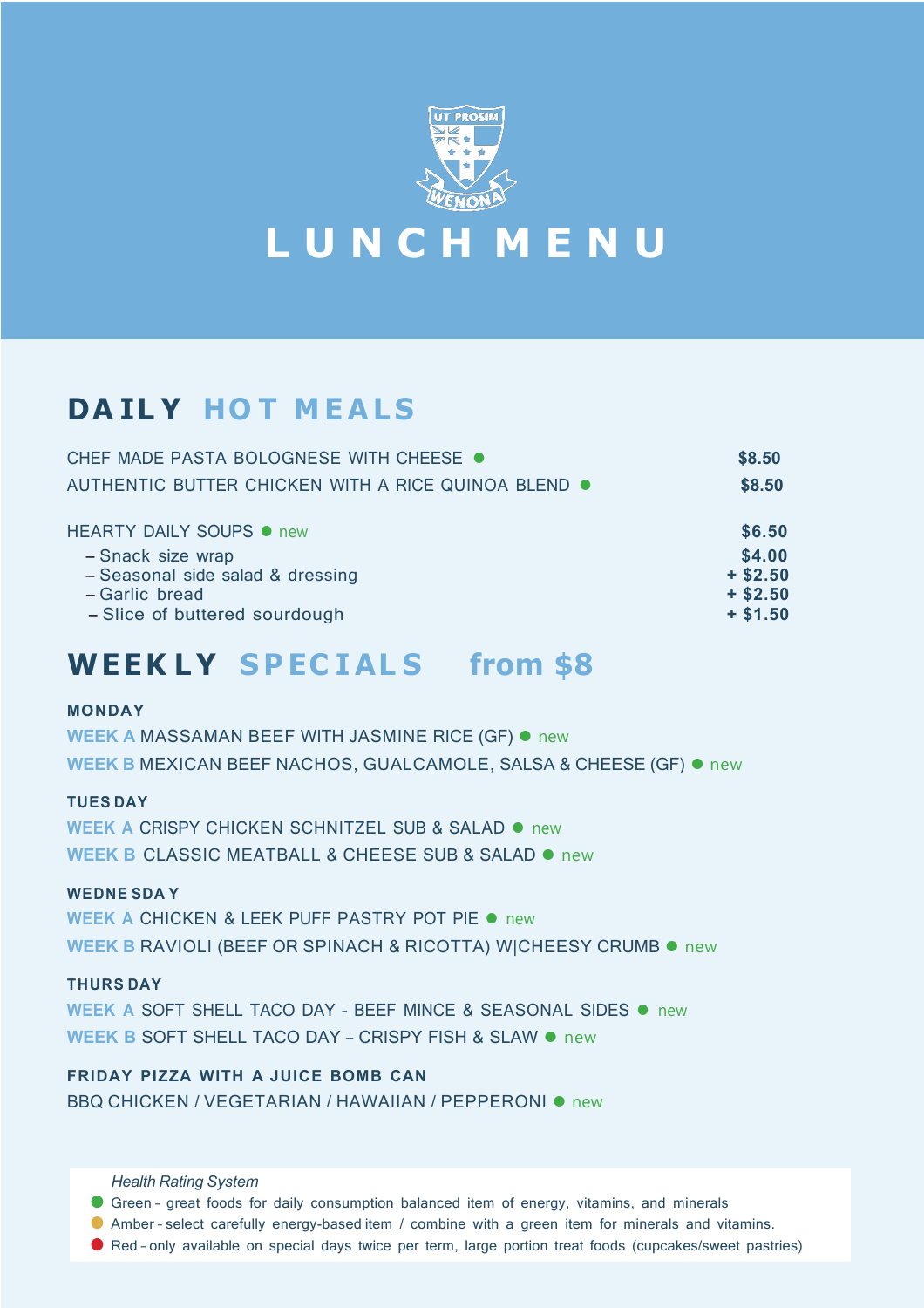# LUNCH MENU

## DAILY HOT MEALS

| Item | Price |
|---|---|
| CHEF MADE PASTA BOLOGNESE WITH CHEESE ● | $8.50 |
| AUTHENTIC BUTTER CHICKEN WITH A RICE QUINOA BLEND ● | $8.50 |
| HEARTY DAILY SOUPS ● new | $6.50 |
| – Snack size wrap | $4.00 |
| – Seasonal side salad & dressing | + $2.50 |
| – Garlic bread | + $2.50 |
| – Slice of buttered sourdough | + $1.50 |

## WEEKLY SPECIALS from $8

**MONDAY**

**WEEK A** MASSAMAN BEEF WITH JASMINE RICE (GF) ● new

**WEEK B** MEXICAN BEEF NACHOS, GUALCAMOLE, SALSA & CHEESE (GF) ● new

**TUESDAY**

**WEEK A** CRISPY CHICKEN SCHNITZEL SUB & SALAD ● new

**WEEK B** CLASSIC MEATBALL & CHEESE SUB & SALAD ● new

**WEDNESDAY**

**WEEK A** CHICKEN & LEEK PUFF PASTRY POT PIE ● new

**WEEK B** RAVIOLI (BEEF OR SPINACH & RICOTTA) W|CHEESY CRUMB ● new

**THURSDAY**

**WEEK A** SOFT SHELL TACO DAY - BEEF MINCE & SEASONAL SIDES ● new

**WEEK B** SOFT SHELL TACO DAY – CRISPY FISH & SLAW ● new

**FRIDAY PIZZA WITH A JUICE BOMB CAN**

BBQ CHICKEN / VEGETARIAN / HAWAIIAN / PEPPERONI ● new

*Health Rating System*

- Green - great foods for daily consumption balanced item of energy, vitamins, and minerals
- Amber - select carefully energy-based item / combine with a green item for minerals and vitamins.
- Red – only available on special days twice per term, large portion treat foods (cupcakes/sweet pastries)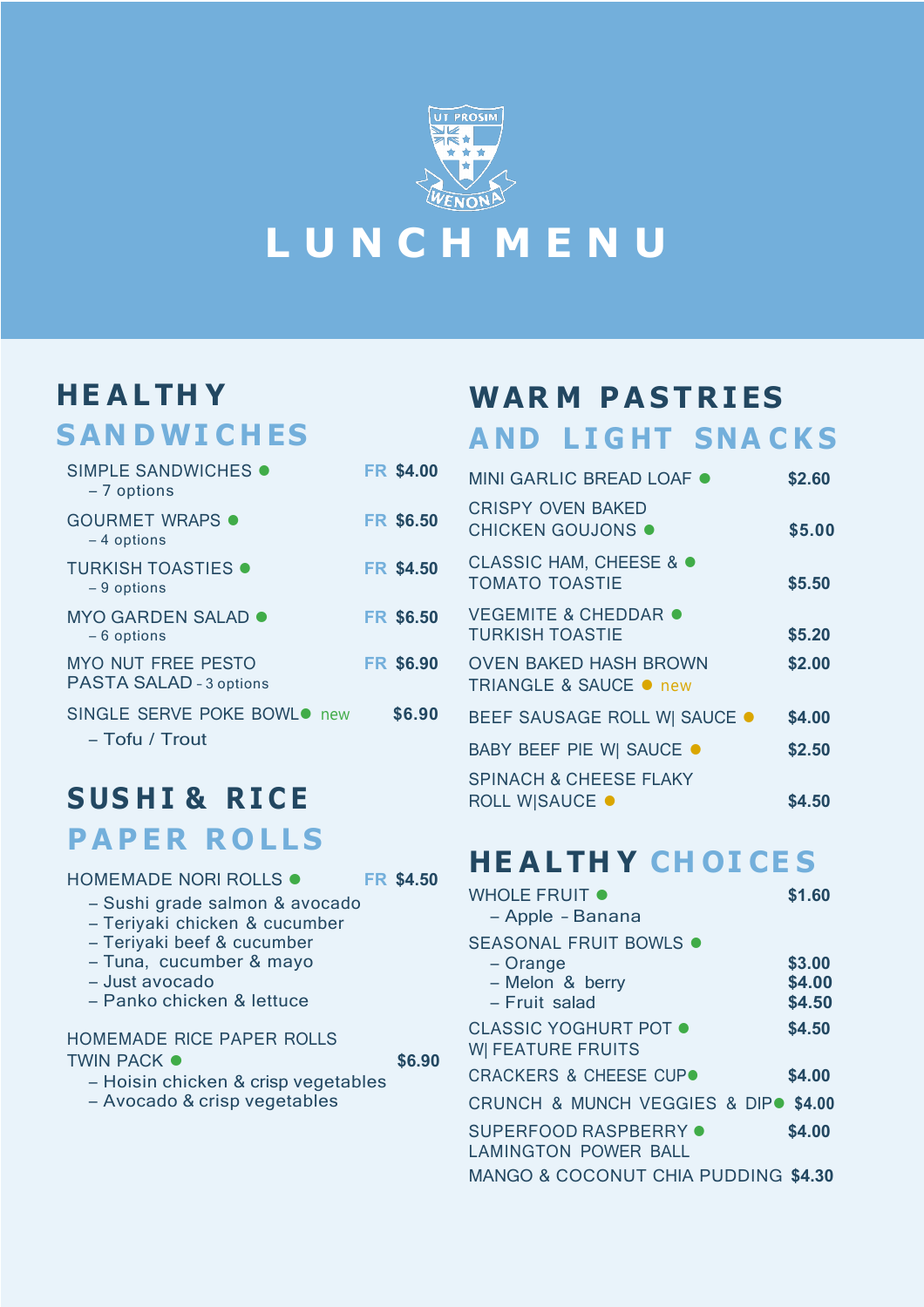UT PROSIM

WENONA

# LUNCH MENU

## HEALTHY SANDWICHES

| Item | | Price |
|---|---|---|
| SIMPLE SANDWICHES ● – 7 options | FR | $4.00 |
| GOURMET WRAPS ● – 4 options | FR | $6.50 |
| TURKISH TOASTIES ● – 9 options | FR | $4.50 |
| MYO GARDEN SALAD ● – 6 options | FR | $6.50 |
| MYO NUT FREE PESTO PASTA SALAD – 3 options | FR | $6.90 |
| SINGLE SERVE POKE BOWL ● new – Tofu / Trout | | $6.90 |

## SUSHI & RICE PAPER ROLLS

HOMEMADE NORI ROLLS ● FR $4.50

- Sushi grade salmon & avocado
- Teriyaki chicken & cucumber
- Teriyaki beef & cucumber
- Tuna, cucumber & mayo
- Just avocado
- Panko chicken & lettuce

HOMEMADE RICE PAPER ROLLS TWIN PACK ● $6.90

- Hoisin chicken & crisp vegetables
- Avocado & crisp vegetables

## WARM PASTRIES AND LIGHT SNACKS

| Item | Price |
|---|---|
| MINI GARLIC BREAD LOAF ● | $2.60 |
| CRISPY OVEN BAKED CHICKEN GOUJONS ● | $5.00 |
| CLASSIC HAM, CHEESE & TOMATO TOASTIE ● | $5.50 |
| VEGEMITE & CHEDDAR TURKISH TOASTIE ● | $5.20 |
| OVEN BAKED HASH BROWN TRIANGLE & SAUCE ● new | $2.00 |
| BEEF SAUSAGE ROLL W\| SAUCE ● | $4.00 |
| BABY BEEF PIE W\| SAUCE ● | $2.50 |
| SPINACH & CHEESE FLAKY ROLL W\|SAUCE ● | $4.50 |

## HEALTHY CHOICES

| Item | Price |
|---|---|
| WHOLE FRUIT ● – Apple – Banana | $1.60 |
| SEASONAL FRUIT BOWLS ● | |
| – Orange | $3.00 |
| – Melon & berry | $4.00 |
| – Fruit salad | $4.50 |
| CLASSIC YOGHURT POT ● W\| FEATURE FRUITS | $4.50 |
| CRACKERS & CHEESE CUP ● | $4.00 |
| CRUNCH & MUNCH VEGGIES & DIP ● | $4.00 |
| SUPERFOOD RASPBERRY ● LAMINGTON POWER BALL | $4.00 |
| MANGO & COCONUT CHIA PUDDING | $4.30 |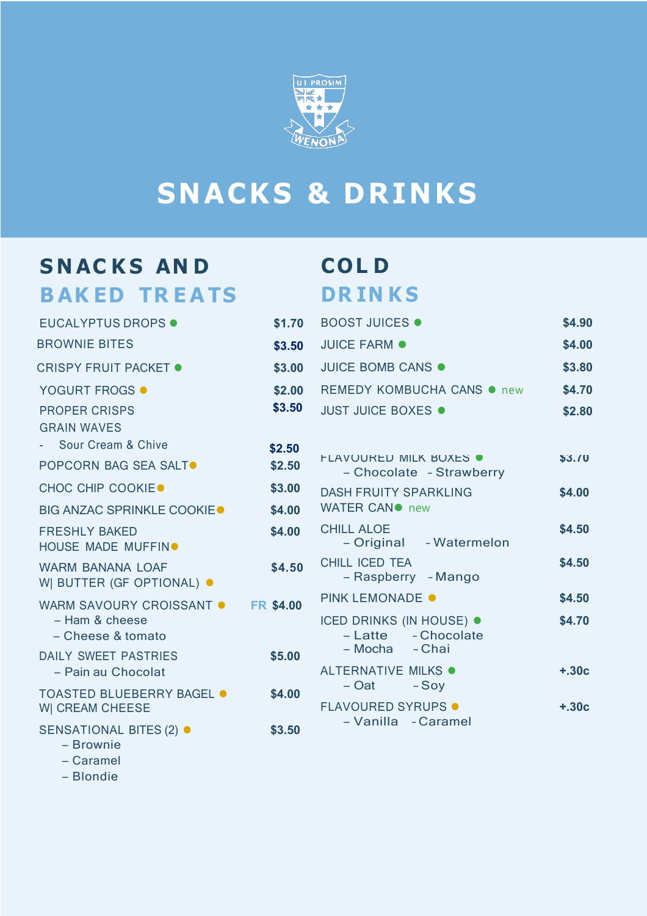UT PROSIM

WENONA

# SNACKS & DRINKS

## SNACKS AND BAKED TREATS

| Item | Price |
| --- | --- |
| EUCALYPTUS DROPS ● | $1.70 |
| BROWNIE BITES | $3.50 |
| CRISPY FRUIT PACKET ● | $3.00 |
| YOGURT FROGS ● | $2.00 |
| PROPER CRISPS | $3.50 |
| GRAIN WAVES<br>- Sour Cream & Chive | $2.50 |
| POPCORN BAG SEA SALT ● | $2.50 |
| CHOC CHIP COOKIE ● | $3.00 |
| BIG ANZAC SPRINKLE COOKIE ● | $4.00 |
| FRESHLY BAKED HOUSE MADE MUFFIN ● | $4.00 |
| WARM BANANA LOAF W\| BUTTER (GF OPTIONAL) ● | $4.50 |
| WARM SAVOURY CROISSANT ●<br>– Ham & cheese<br>– Cheese & tomato | FR $4.00 |
| DAILY SWEET PASTRIES<br>– Pain au Chocolat | $5.00 |
| TOASTED BLUEBERRY BAGEL ● W\| CREAM CHEESE | $4.00 |
| SENSATIONAL BITES (2) ●<br>– Brownie<br>– Caramel<br>– Blondie | $3.50 |

## COLD DRINKS

| Item | Price |
| --- | --- |
| BOOST JUICES ● | $4.90 |
| JUICE FARM ● | $4.00 |
| JUICE BOMB CANS ● | $3.80 |
| REMEDY KOMBUCHA CANS ● new | $4.70 |
| JUST JUICE BOXES ● | $2.80 |
| FLAVOURED MILK BOXES ●<br>– Chocolate - Strawberry | $3.70 |
| DASH FRUITY SPARKLING WATER CAN ● new | $4.00 |
| CHILL ALOE<br>– Original - Watermelon | $4.50 |
| CHILL ICED TEA<br>– Raspberry - Mango | $4.50 |
| PINK LEMONADE ● | $4.50 |
| ICED DRINKS (IN HOUSE) ●<br>– Latte - Chocolate<br>– Mocha - Chai | $4.70 |
| ALTERNATIVE MILKS ●<br>– Oat - Soy | +.30c |
| FLAVOURED SYRUPS ●<br>– Vanilla - Caramel | +.30c |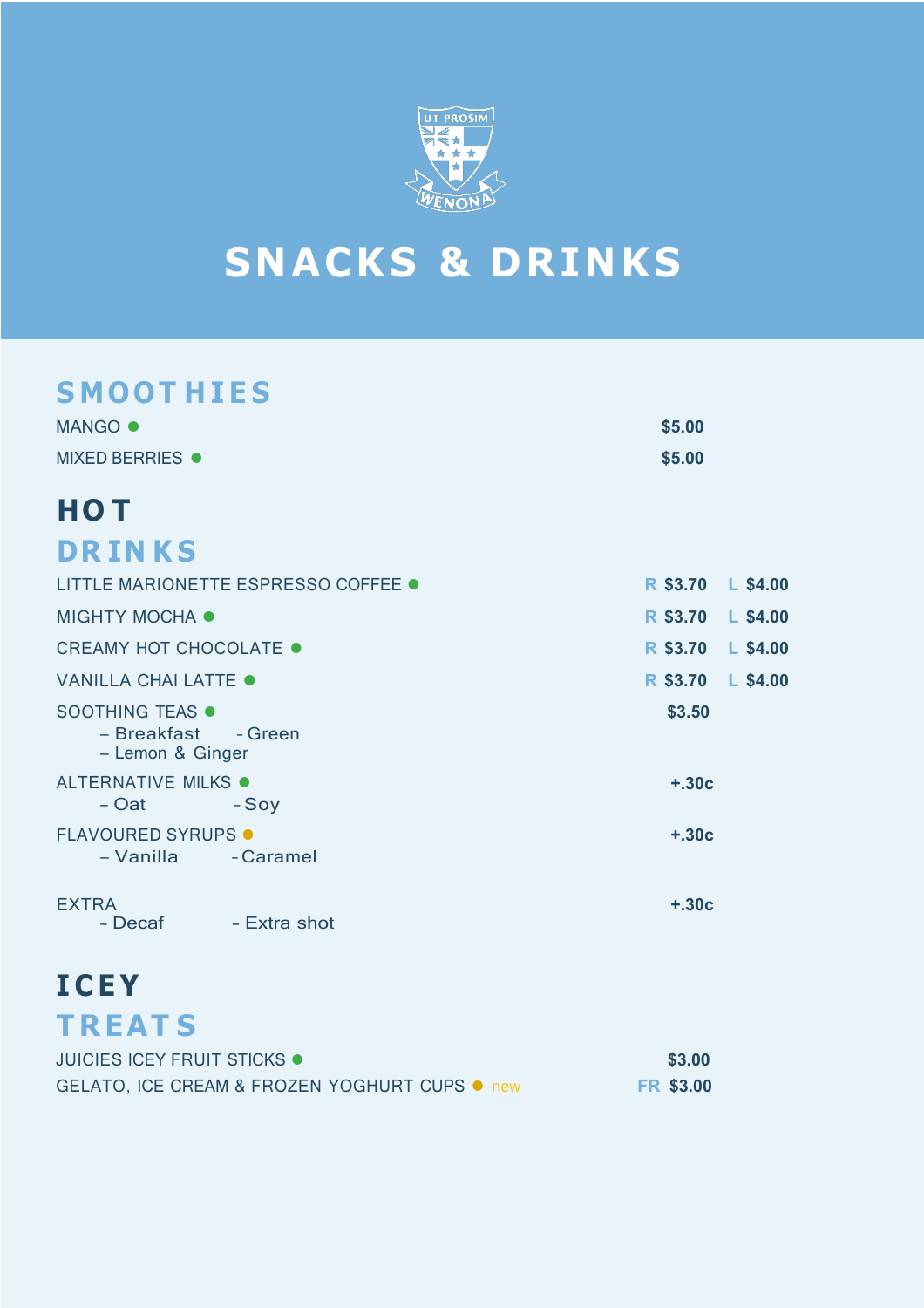# SNACKS & DRINKS

## SMOOTHIES

| | |
|---|---|
| MANGO ● | $5.00 |
| MIXED BERRIES ● | $5.00 |

## HOT DRINKS

| | | |
|---|---|---|
| LITTLE MARIONETTE ESPRESSO COFFEE ● | R $3.70 | L $4.00 |
| MIGHTY MOCHA ● | R $3.70 | L $4.00 |
| CREAMY HOT CHOCOLATE ● | R $3.70 | L $4.00 |
| VANILLA CHAI LATTE ● | R $3.70 | L $4.00 |
| SOOTHING TEAS ● – Breakfast - Green – Lemon & Ginger | $3.50 | |
| ALTERNATIVE MILKS ● – Oat - Soy | +.30c | |
| FLAVOURED SYRUPS ● – Vanilla - Caramel | +.30c | |
| EXTRA – Decaf - Extra shot | +.30c | |

## ICEY TREATS

| | |
|---|---|
| JUICIES ICEY FRUIT STICKS ● | $3.00 |
| GELATO, ICE CREAM & FROZEN YOGHURT CUPS ● new | FR $3.00 |